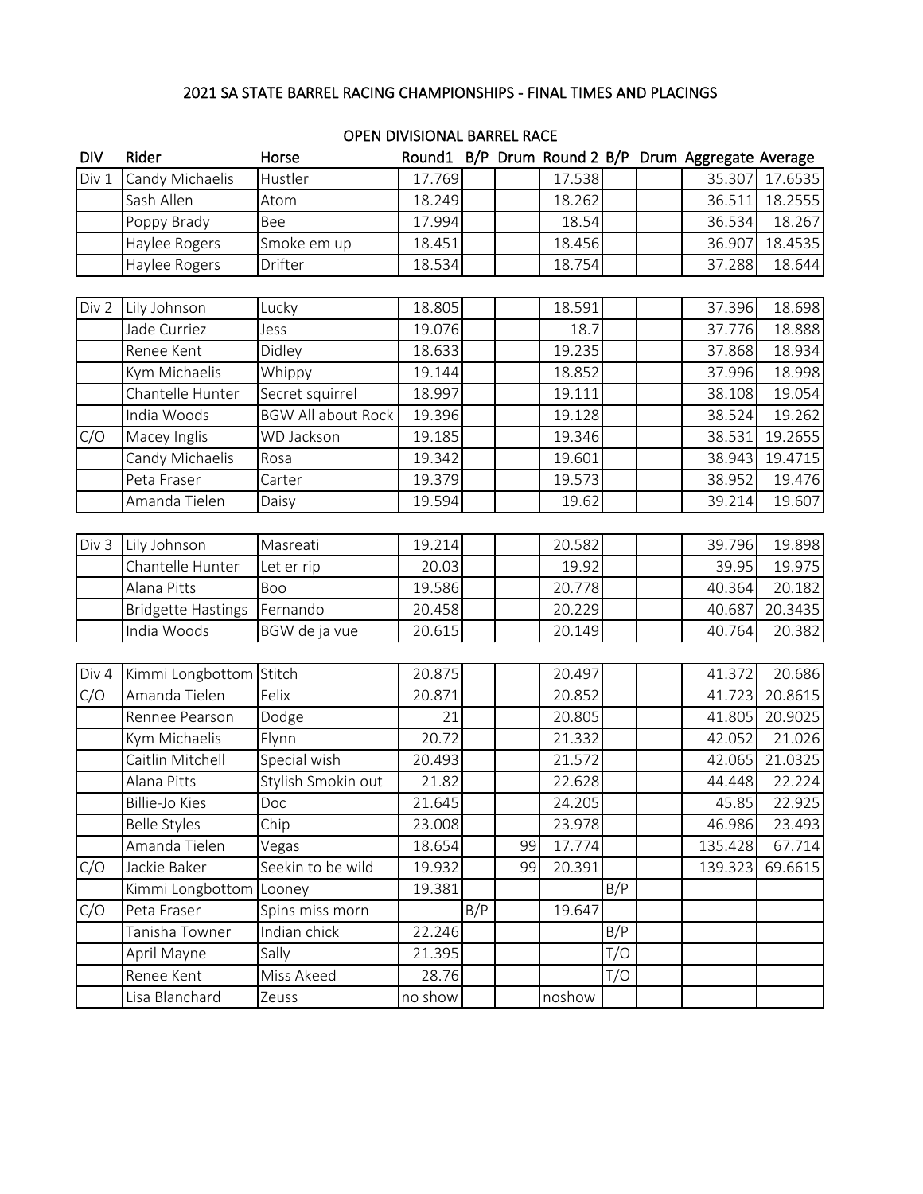# 2021 SA STATE BARREL RACING CHAMPIONSHIPS - FINAL TIMES AND PLACINGS

## OPEN DIVISIONAL BARREL RACE

| DIV | Rider | Horse | Round1 | B/P | Drum | Round 2 | B/P | Drum | Aggregate | Average |
|---|---|---|---|---|---|---|---|---|---|---|
| Div 1 | Candy Michaelis | Hustler | 17.769 | | | 17.538 | | | 35.307 | 17.6535 |
| | Sash Allen | Atom | 18.249 | | | 18.262 | | | 36.511 | 18.2555 |
| | Poppy Brady | Bee | 17.994 | | | 18.54 | | | 36.534 | 18.267 |
| | Haylee Rogers | Smoke em up | 18.451 | | | 18.456 | | | 36.907 | 18.4535 |
| | Haylee Rogers | Drifter | 18.534 | | | 18.754 | | | 37.288 | 18.644 |
| | | | | | | | | | | |
| Div 2 | Lily Johnson | Lucky | 18.805 | | | 18.591 | | | 37.396 | 18.698 |
| | Jade Curriez | Jess | 19.076 | | | 18.7 | | | 37.776 | 18.888 |
| | Renee Kent | Didley | 18.633 | | | 19.235 | | | 37.868 | 18.934 |
| | Kym Michaelis | Whippy | 19.144 | | | 18.852 | | | 37.996 | 18.998 |
| | Chantelle Hunter | Secret squirrel | 18.997 | | | 19.111 | | | 38.108 | 19.054 |
| | India Woods | BGW All about Rock | 19.396 | | | 19.128 | | | 38.524 | 19.262 |
| C/O | Macey Inglis | WD Jackson | 19.185 | | | 19.346 | | | 38.531 | 19.2655 |
| | Candy Michaelis | Rosa | 19.342 | | | 19.601 | | | 38.943 | 19.4715 |
| | Peta Fraser | Carter | 19.379 | | | 19.573 | | | 38.952 | 19.476 |
| | Amanda Tielen | Daisy | 19.594 | | | 19.62 | | | 39.214 | 19.607 |
| | | | | | | | | | | |
| Div 3 | Lily Johnson | Masreati | 19.214 | | | 20.582 | | | 39.796 | 19.898 |
| | Chantelle Hunter | Let er rip | 20.03 | | | 19.92 | | | 39.95 | 19.975 |
| | Alana Pitts | Boo | 19.586 | | | 20.778 | | | 40.364 | 20.182 |
| | Bridgette Hastings | Fernando | 20.458 | | | 20.229 | | | 40.687 | 20.3435 |
| | India Woods | BGW de ja vue | 20.615 | | | 20.149 | | | 40.764 | 20.382 |
| | | | | | | | | | | |
| Div 4 | Kimmi Longbottom | Stitch | 20.875 | | | 20.497 | | | 41.372 | 20.686 |
| C/O | Amanda Tielen | Felix | 20.871 | | | 20.852 | | | 41.723 | 20.8615 |
| | Rennee Pearson | Dodge | 21 | | | 20.805 | | | 41.805 | 20.9025 |
| | Kym Michaelis | Flynn | 20.72 | | | 21.332 | | | 42.052 | 21.026 |
| | Caitlin Mitchell | Special wish | 20.493 | | | 21.572 | | | 42.065 | 21.0325 |
| | Alana Pitts | Stylish Smokin out | 21.82 | | | 22.628 | | | 44.448 | 22.224 |
| | Billie-Jo Kies | Doc | 21.645 | | | 24.205 | | | 45.85 | 22.925 |
| | Belle Styles | Chip | 23.008 | | | 23.978 | | | 46.986 | 23.493 |
| | Amanda Tielen | Vegas | 18.654 | | 99 | 17.774 | | | 135.428 | 67.714 |
| C/O | Jackie Baker | Seekin to be wild | 19.932 | | 99 | 20.391 | | | 139.323 | 69.6615 |
| | Kimmi Longbottom | Looney | 19.381 | | | | B/P | | | |
| C/O | Peta Fraser | Spins miss morn | | B/P | | 19.647 | | | | |
| | Tanisha Towner | Indian chick | 22.246 | | | | B/P | | | |
| | April Mayne | Sally | 21.395 | | | | T/O | | | |
| | Renee Kent | Miss Akeed | 28.76 | | | | T/O | | | |
| | Lisa Blanchard | Zeuss | no show | | | noshow | | | | |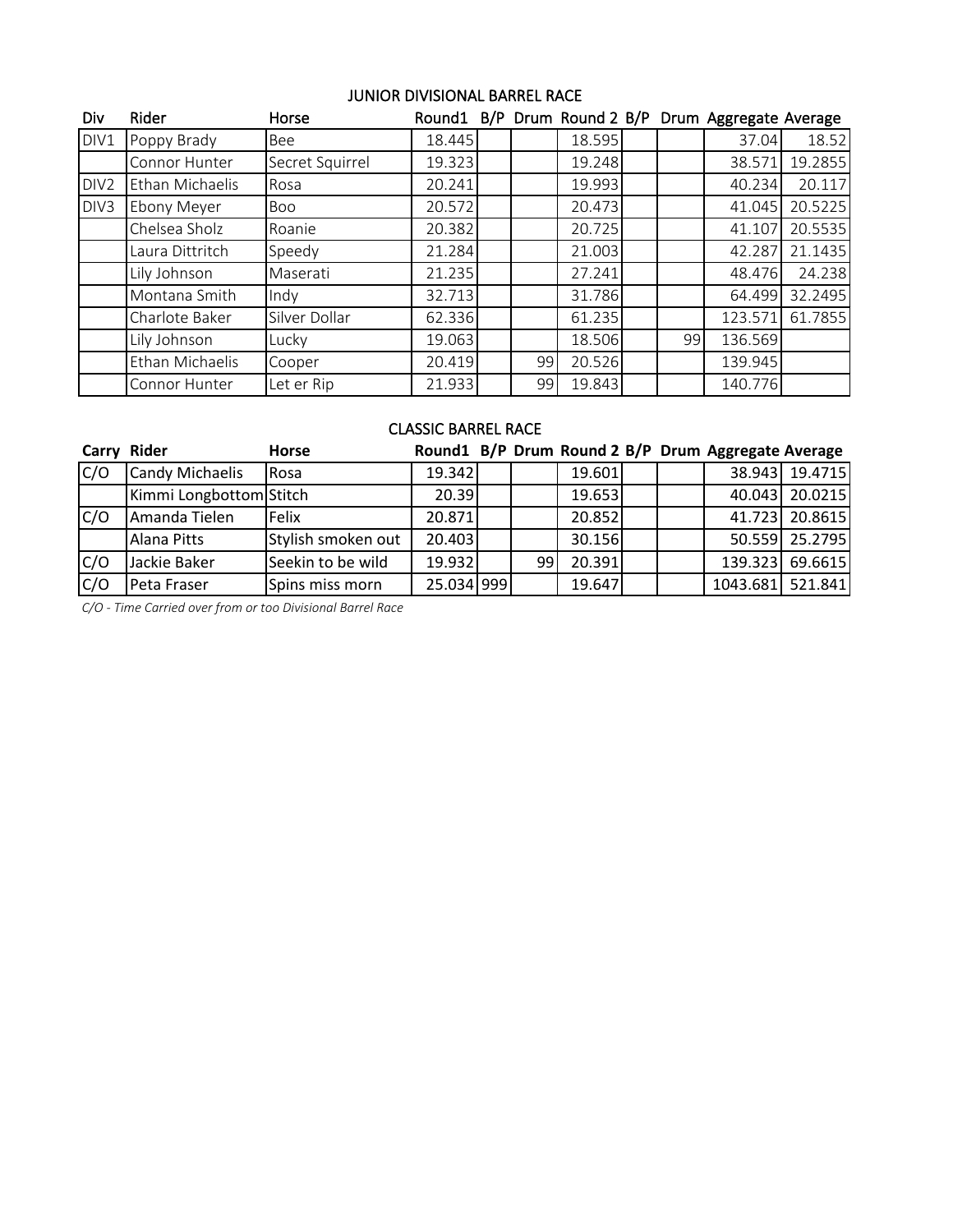## JUNIOR DIVISIONAL BARREL RACE

| Div | Rider | Horse | Round1 | B/P | Drum | Round 2 | B/P | Drum | Aggregate | Average |
|---|---|---|---|---|---|---|---|---|---|---|
| DIV1 | Poppy Brady | Bee | 18.445 | | | 18.595 | | | 37.04 | 18.52 |
| | Connor Hunter | Secret Squirrel | 19.323 | | | 19.248 | | | 38.571 | 19.2855 |
| DIV2 | Ethan Michaelis | Rosa | 20.241 | | | 19.993 | | | 40.234 | 20.117 |
| DIV3 | Ebony Meyer | Boo | 20.572 | | | 20.473 | | | 41.045 | 20.5225 |
| | Chelsea Sholz | Roanie | 20.382 | | | 20.725 | | | 41.107 | 20.5535 |
| | Laura Dittritch | Speedy | 21.284 | | | 21.003 | | | 42.287 | 21.1435 |
| | Lily Johnson | Maserati | 21.235 | | | 27.241 | | | 48.476 | 24.238 |
| | Montana Smith | Indy | 32.713 | | | 31.786 | | | 64.499 | 32.2495 |
| | Charlote Baker | Silver Dollar | 62.336 | | | 61.235 | | | 123.571 | 61.7855 |
| | Lily Johnson | Lucky | 19.063 | | | 18.506 | | 99 | 136.569 | |
| | Ethan Michaelis | Cooper | 20.419 | | 99 | 20.526 | | | 139.945 | |
| | Connor Hunter | Let er Rip | 21.933 | | 99 | 19.843 | | | 140.776 | |

## CLASSIC BARREL RACE

| Carry | Rider | Horse | Round1 | B/P | Drum | Round 2 | B/P | Drum | Aggregate | Average |
|---|---|---|---|---|---|---|---|---|---|---|
| C/O | Candy Michaelis | Rosa | 19.342 | | | 19.601 | | | 38.943 | 19.4715 |
| | Kimmi Longbottom | Stitch | 20.39 | | | 19.653 | | | 40.043 | 20.0215 |
| C/O | Amanda Tielen | Felix | 20.871 | | | 20.852 | | | 41.723 | 20.8615 |
| | Alana Pitts | Stylish smoken out | 20.403 | | | 30.156 | | | 50.559 | 25.2795 |
| C/O | Jackie Baker | Seekin to be wild | 19.932 | | 99 | 20.391 | | | 139.323 | 69.6615 |
| C/O | Peta Fraser | Spins miss morn | 25.034 | 999 | | 19.647 | | | 1043.681 | 521.841 |

*C/O - Time Carried over from or too Divisional Barrel Race*